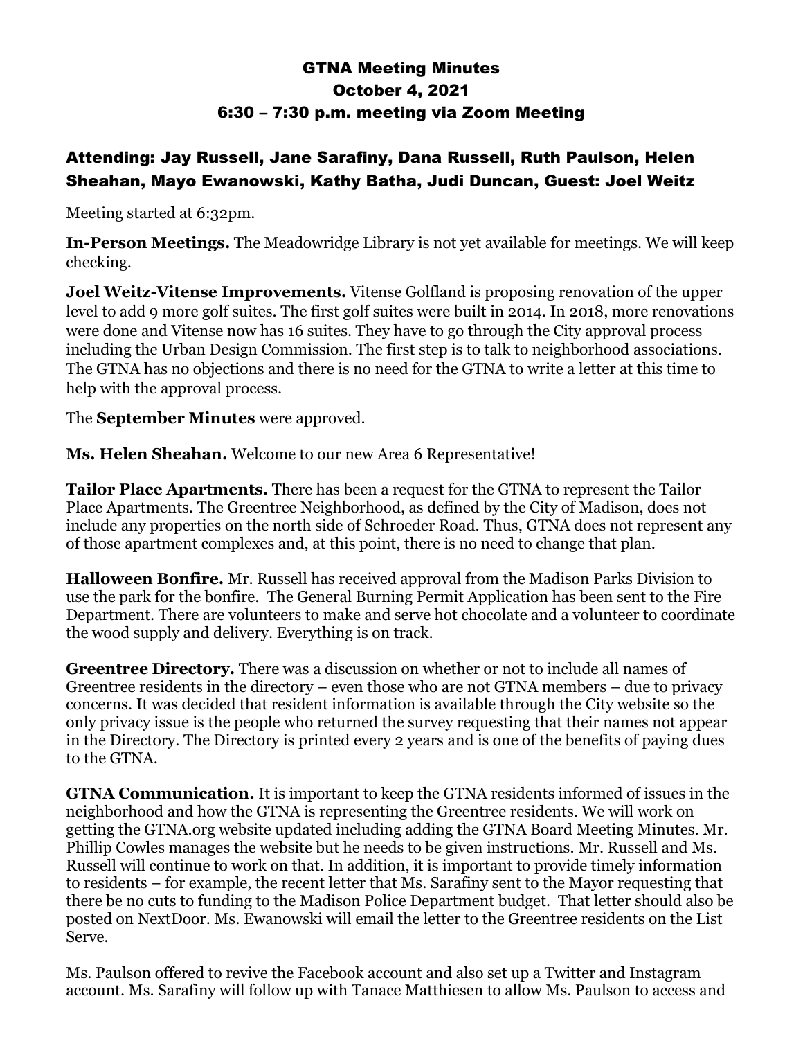# GTNA Meeting Minutes
# October 4, 2021
# 6:30 – 7:30 p.m. meeting via Zoom Meeting

## Attending: Jay Russell, Jane Sarafiny, Dana Russell, Ruth Paulson, Helen Sheahan, Mayo Ewanowski, Kathy Batha, Judi Duncan, Guest: Joel Weitz

Meeting started at 6:32pm.

**In-Person Meetings.** The Meadowridge Library is not yet available for meetings. We will keep checking.

**Joel Weitz-Vitense Improvements.** Vitense Golfland is proposing renovation of the upper level to add 9 more golf suites. The first golf suites were built in 2014. In 2018, more renovations were done and Vitense now has 16 suites. They have to go through the City approval process including the Urban Design Commission. The first step is to talk to neighborhood associations. The GTNA has no objections and there is no need for the GTNA to write a letter at this time to help with the approval process.

The **September Minutes** were approved.

**Ms. Helen Sheahan.** Welcome to our new Area 6 Representative!

**Tailor Place Apartments.** There has been a request for the GTNA to represent the Tailor Place Apartments. The Greentree Neighborhood, as defined by the City of Madison, does not include any properties on the north side of Schroeder Road. Thus, GTNA does not represent any of those apartment complexes and, at this point, there is no need to change that plan.

**Halloween Bonfire.** Mr. Russell has received approval from the Madison Parks Division to use the park for the bonfire. The General Burning Permit Application has been sent to the Fire Department. There are volunteers to make and serve hot chocolate and a volunteer to coordinate the wood supply and delivery. Everything is on track.

**Greentree Directory.** There was a discussion on whether or not to include all names of Greentree residents in the directory – even those who are not GTNA members – due to privacy concerns. It was decided that resident information is available through the City website so the only privacy issue is the people who returned the survey requesting that their names not appear in the Directory. The Directory is printed every 2 years and is one of the benefits of paying dues to the GTNA.

**GTNA Communication.** It is important to keep the GTNA residents informed of issues in the neighborhood and how the GTNA is representing the Greentree residents. We will work on getting the GTNA.org website updated including adding the GTNA Board Meeting Minutes. Mr. Phillip Cowles manages the website but he needs to be given instructions. Mr. Russell and Ms. Russell will continue to work on that. In addition, it is important to provide timely information to residents – for example, the recent letter that Ms. Sarafiny sent to the Mayor requesting that there be no cuts to funding to the Madison Police Department budget. That letter should also be posted on NextDoor. Ms. Ewanowski will email the letter to the Greentree residents on the List Serve.

Ms. Paulson offered to revive the Facebook account and also set up a Twitter and Instagram account. Ms. Sarafiny will follow up with Tanace Matthiesen to allow Ms. Paulson to access and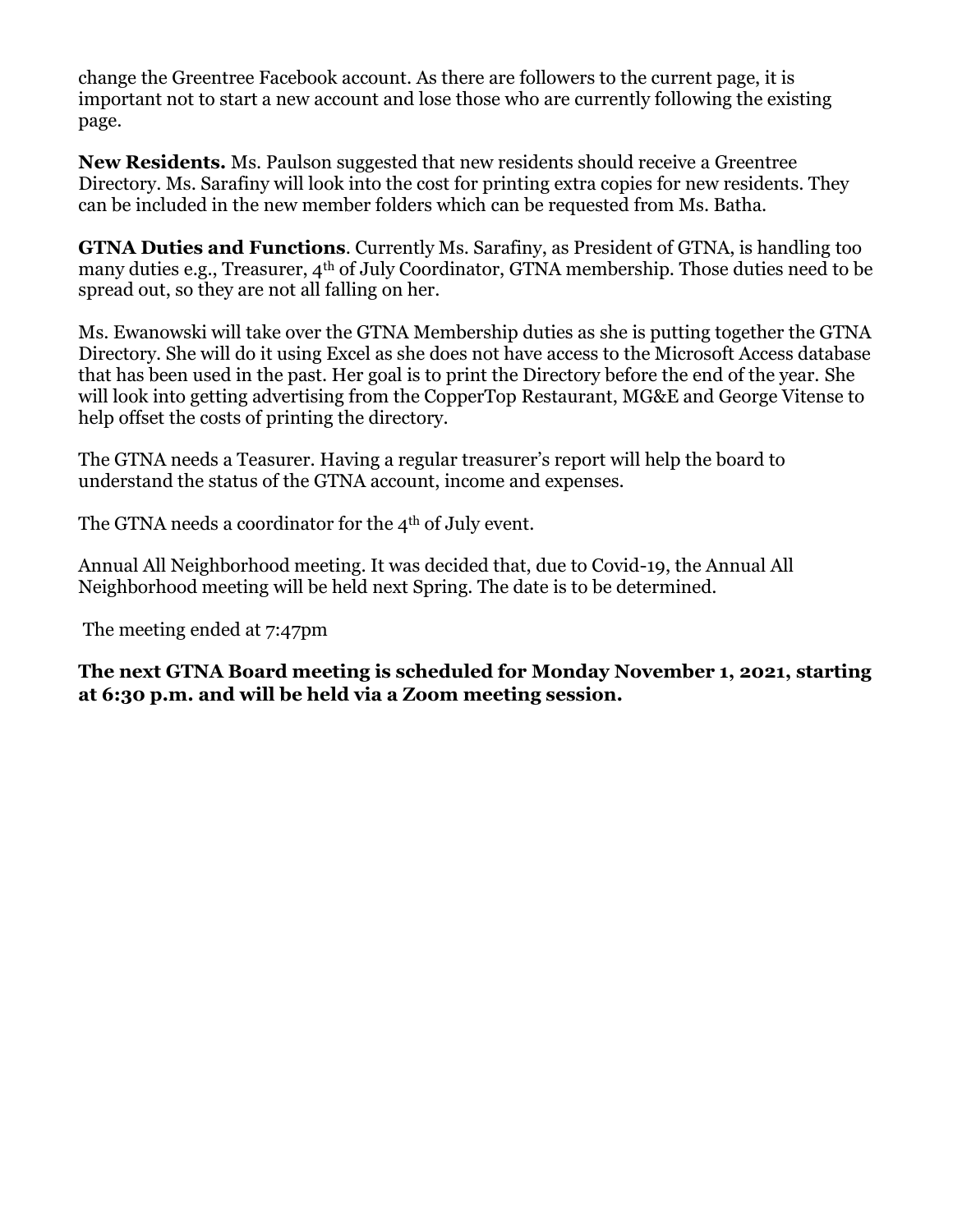change the Greentree Facebook account. As there are followers to the current page, it is important not to start a new account and lose those who are currently following the existing page.

**New Residents.** Ms. Paulson suggested that new residents should receive a Greentree Directory. Ms. Sarafiny will look into the cost for printing extra copies for new residents. They can be included in the new member folders which can be requested from Ms. Batha.

**GTNA Duties and Functions**. Currently Ms. Sarafiny, as President of GTNA, is handling too many duties e.g., Treasurer, 4th of July Coordinator, GTNA membership. Those duties need to be spread out, so they are not all falling on her.

Ms. Ewanowski will take over the GTNA Membership duties as she is putting together the GTNA Directory. She will do it using Excel as she does not have access to the Microsoft Access database that has been used in the past. Her goal is to print the Directory before the end of the year. She will look into getting advertising from the CopperTop Restaurant, MG&E and George Vitense to help offset the costs of printing the directory.

The GTNA needs a Teasurer. Having a regular treasurer's report will help the board to understand the status of the GTNA account, income and expenses.

The GTNA needs a coordinator for the 4th of July event.

Annual All Neighborhood meeting. It was decided that, due to Covid-19, the Annual All Neighborhood meeting will be held next Spring. The date is to be determined.

The meeting ended at 7:47pm

**The next GTNA Board meeting is scheduled for Monday November 1, 2021, starting at 6:30 p.m. and will be held via a Zoom meeting session.**